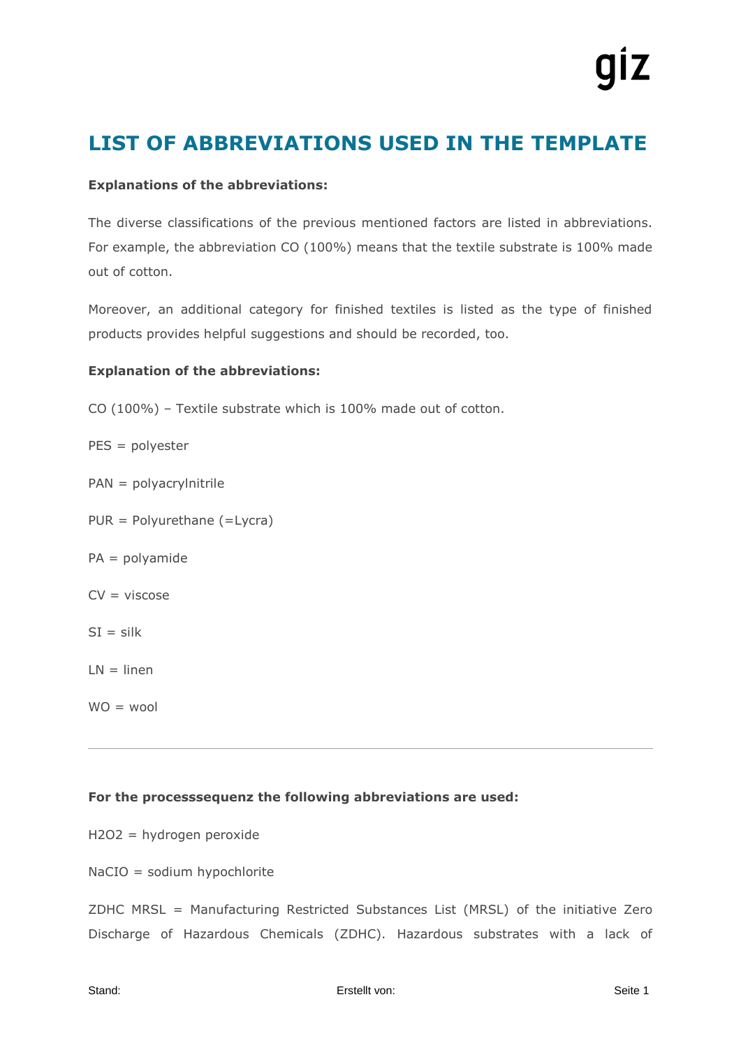# LIST OF ABBREVIATIONS USED IN THE TEMPLATE

**Explanations of the abbreviations:**

The diverse classifications of the previous mentioned factors are listed in abbreviations. For example, the abbreviation CO (100%) means that the textile substrate is 100% made out of cotton.

Moreover, an additional category for finished textiles is listed as the type of finished products provides helpful suggestions and should be recorded, too.

**Explanation of the abbreviations:**

CO (100%) – Textile substrate which is 100% made out of cotton.

PES = polyester

PAN = polyacrylnitrile

PUR = Polyurethane (=Lycra)

PA = polyamide

CV = viscose

SI = silk

LN = linen

WO = wool

---

**For the processsequenz the following abbreviations are used:**

$H_2O_2$ = hydrogen peroxide

NaCIO = sodium hypochlorite

ZDHC MRSL = Manufacturing Restricted Substances List (MRSL) of the initiative Zero Discharge of Hazardous Chemicals (ZDHC). Hazardous substrates with a lack of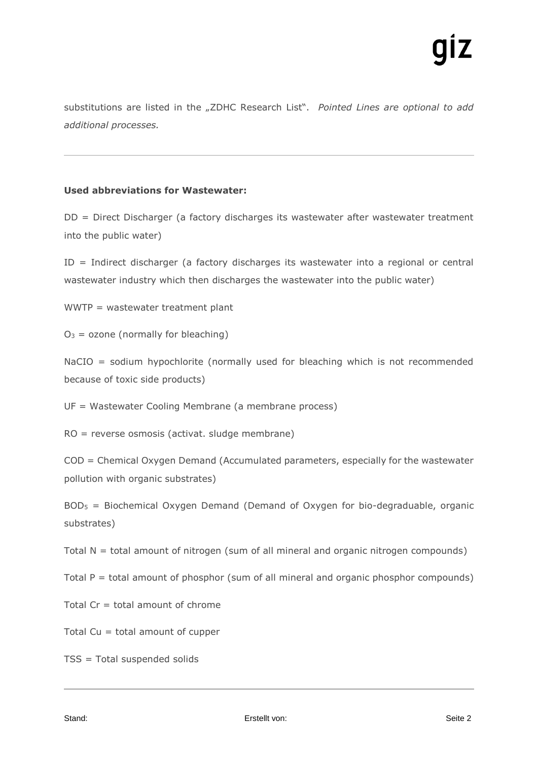substitutions are listed in the „ZDHC Research List". *Pointed Lines are optional to add additional processes.*

---

**Used abbreviations for Wastewater:**

DD = Direct Discharger (a factory discharges its wastewater after wastewater treatment into the public water)

ID = Indirect discharger (a factory discharges its wastewater into a regional or central wastewater industry which then discharges the wastewater into the public water)

WWTP = wastewater treatment plant

$O_3$ = ozone (normally for bleaching)

NaCIO = sodium hypochlorite (normally used for bleaching which is not recommended because of toxic side products)

UF = Wastewater Cooling Membrane (a membrane process)

RO = reverse osmosis (activat. sludge membrane)

COD = Chemical Oxygen Demand (Accumulated parameters, especially for the wastewater pollution with organic substrates)

$BOD_5$ = Biochemical Oxygen Demand (Demand of Oxygen for bio-degraduable, organic substrates)

Total N = total amount of nitrogen (sum of all mineral and organic nitrogen compounds)

Total P = total amount of phosphor (sum of all mineral and organic phosphor compounds)

Total Cr = total amount of chrome

Total Cu = total amount of cupper

TSS = Total suspended solids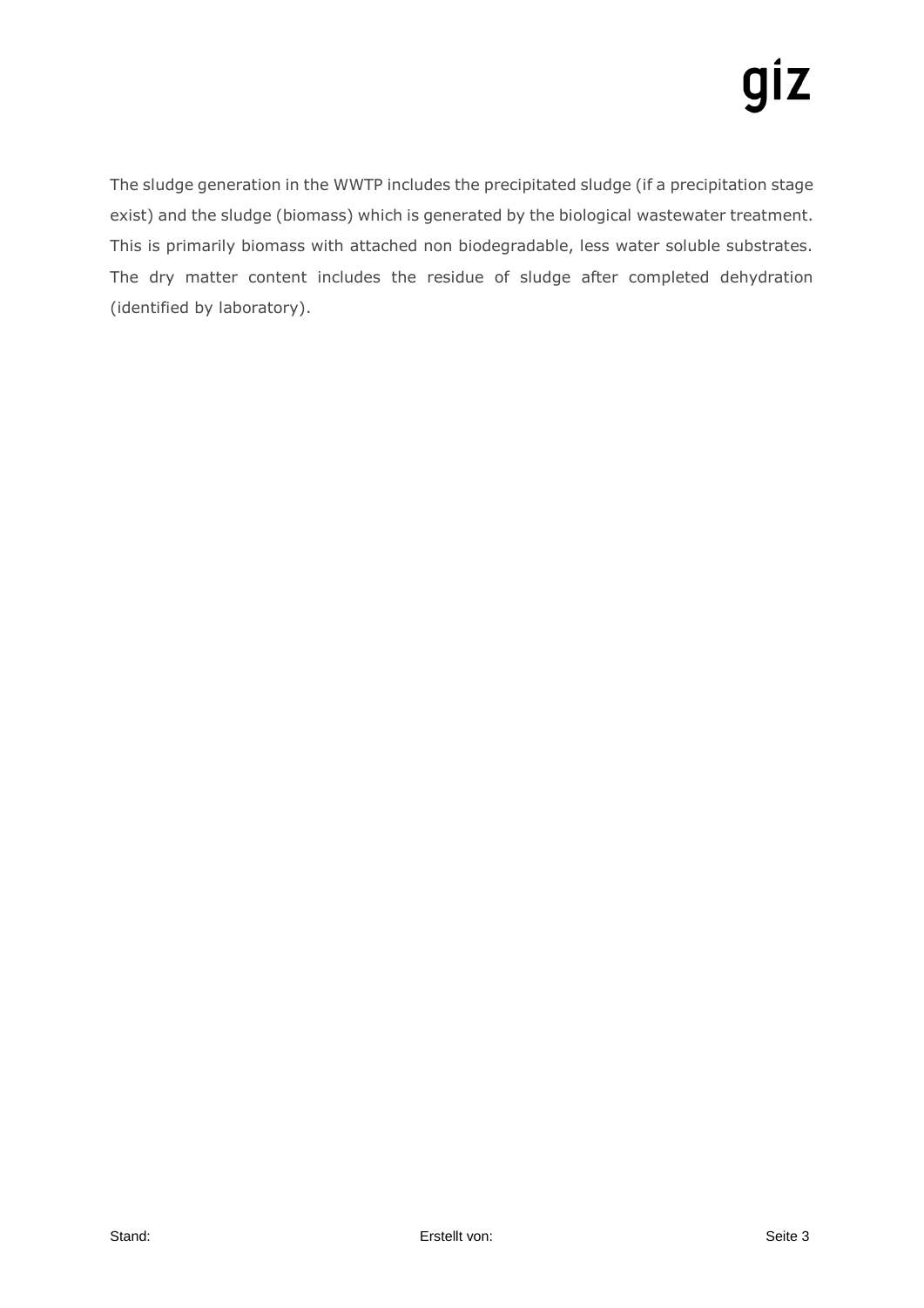The sludge generation in the WWTP includes the precipitated sludge (if a precipitation stage exist) and the sludge (biomass) which is generated by the biological wastewater treatment. This is primarily biomass with attached non biodegradable, less water soluble substrates. The dry matter content includes the residue of sludge after completed dehydration (identified by laboratory).